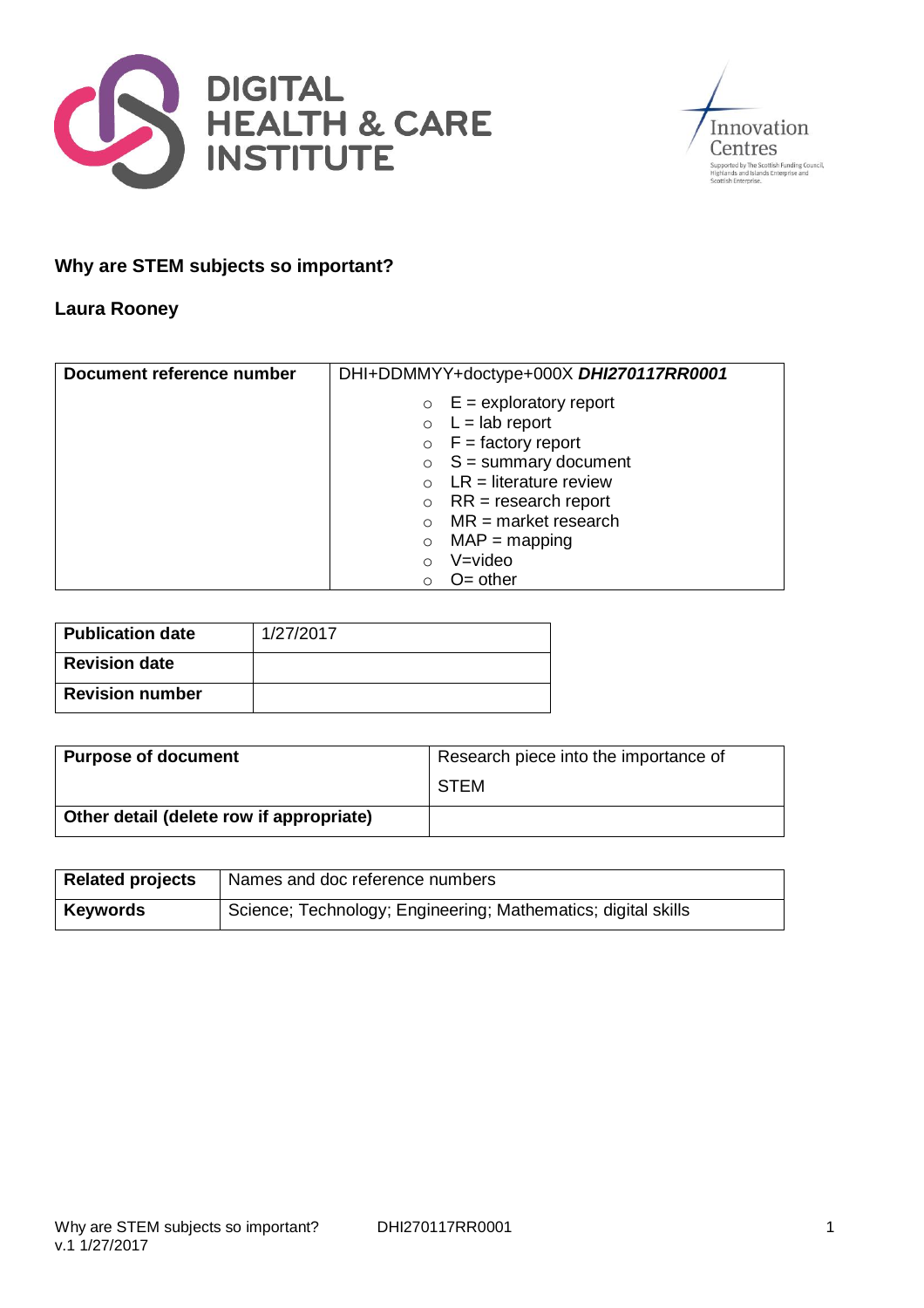DIGITAL HEALTH & CARE INSTITUTE

Innovation Centres
Supported by The Scottish Funding Council, Highlands and Islands Enterprise and Scottish Enterprise.

**Why are STEM subjects so important?**

**Laura Rooney**

| **Document reference number** | DHI+DDMMYY+doctype+000X ***DHI270117RR0001*** |
|---|---|
| | ○ E = exploratory report<br>○ L = lab report<br>○ F = factory report<br>○ S = summary document<br>○ LR = literature review<br>○ RR = research report<br>○ MR = market research<br>○ MAP = mapping<br>○ V=video<br>○ O= other |

| **Publication date** | 1/27/2017 |
|---|---|
| **Revision date** | |
| **Revision number** | |

| **Purpose of document** | Research piece into the importance of STEM |
|---|---|
| **Other detail (delete row if appropriate)** | |

| **Related projects** | Names and doc reference numbers |
|---|---|
| **Keywords** | Science; Technology; Engineering; Mathematics; digital skills |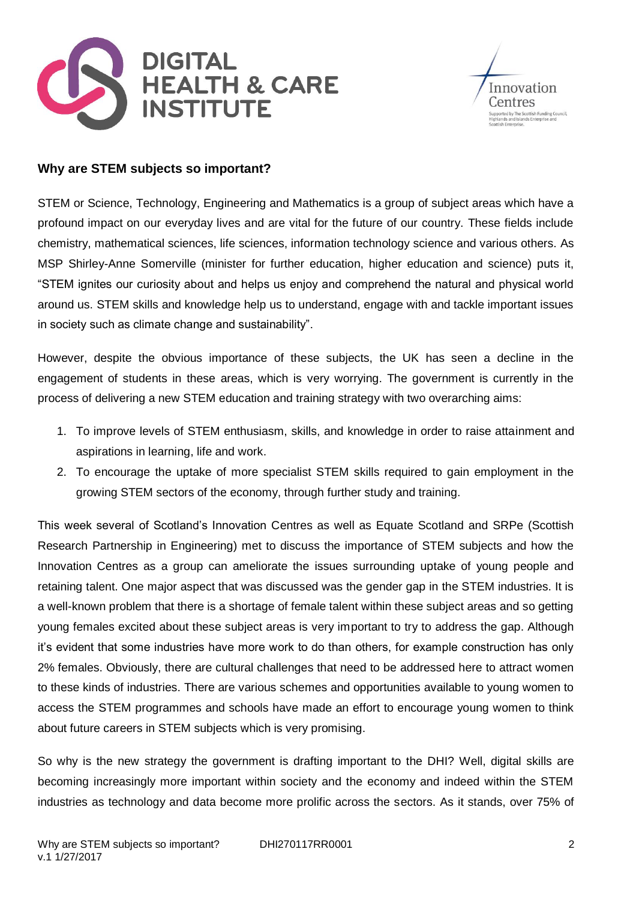## Why are STEM subjects so important?

STEM or Science, Technology, Engineering and Mathematics is a group of subject areas which have a profound impact on our everyday lives and are vital for the future of our country. These fields include chemistry, mathematical sciences, life sciences, information technology science and various others. As MSP Shirley-Anne Somerville (minister for further education, higher education and science) puts it, "STEM ignites our curiosity about and helps us enjoy and comprehend the natural and physical world around us. STEM skills and knowledge help us to understand, engage with and tackle important issues in society such as climate change and sustainability".

However, despite the obvious importance of these subjects, the UK has seen a decline in the engagement of students in these areas, which is very worrying. The government is currently in the process of delivering a new STEM education and training strategy with two overarching aims:

1. To improve levels of STEM enthusiasm, skills, and knowledge in order to raise attainment and aspirations in learning, life and work.
2. To encourage the uptake of more specialist STEM skills required to gain employment in the growing STEM sectors of the economy, through further study and training.

This week several of Scotland's Innovation Centres as well as Equate Scotland and SRPe (Scottish Research Partnership in Engineering) met to discuss the importance of STEM subjects and how the Innovation Centres as a group can ameliorate the issues surrounding uptake of young people and retaining talent. One major aspect that was discussed was the gender gap in the STEM industries. It is a well-known problem that there is a shortage of female talent within these subject areas and so getting young females excited about these subject areas is very important to try to address the gap. Although it's evident that some industries have more work to do than others, for example construction has only 2% females. Obviously, there are cultural challenges that need to be addressed here to attract women to these kinds of industries. There are various schemes and opportunities available to young women to access the STEM programmes and schools have made an effort to encourage young women to think about future careers in STEM subjects which is very promising.

So why is the new strategy the government is drafting important to the DHI? Well, digital skills are becoming increasingly more important within society and the economy and indeed within the STEM industries as technology and data become more prolific across the sectors. As it stands, over 75% of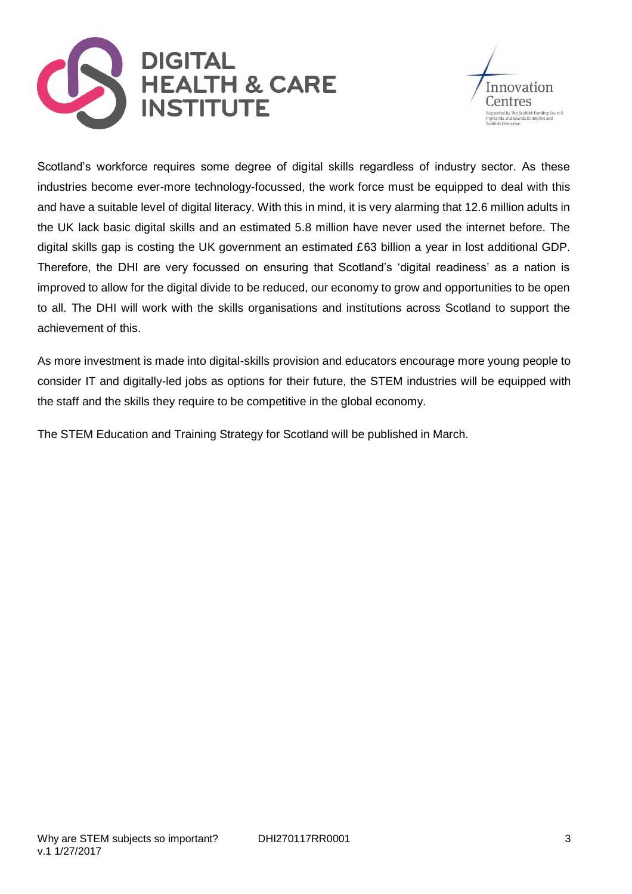Scotland's workforce requires some degree of digital skills regardless of industry sector. As these industries become ever-more technology-focussed, the work force must be equipped to deal with this and have a suitable level of digital literacy. With this in mind, it is very alarming that 12.6 million adults in the UK lack basic digital skills and an estimated 5.8 million have never used the internet before. The digital skills gap is costing the UK government an estimated £63 billion a year in lost additional GDP. Therefore, the DHI are very focussed on ensuring that Scotland's 'digital readiness' as a nation is improved to allow for the digital divide to be reduced, our economy to grow and opportunities to be open to all. The DHI will work with the skills organisations and institutions across Scotland to support the achievement of this.

As more investment is made into digital-skills provision and educators encourage more young people to consider IT and digitally-led jobs as options for their future, the STEM industries will be equipped with the staff and the skills they require to be competitive in the global economy.

The STEM Education and Training Strategy for Scotland will be published in March.